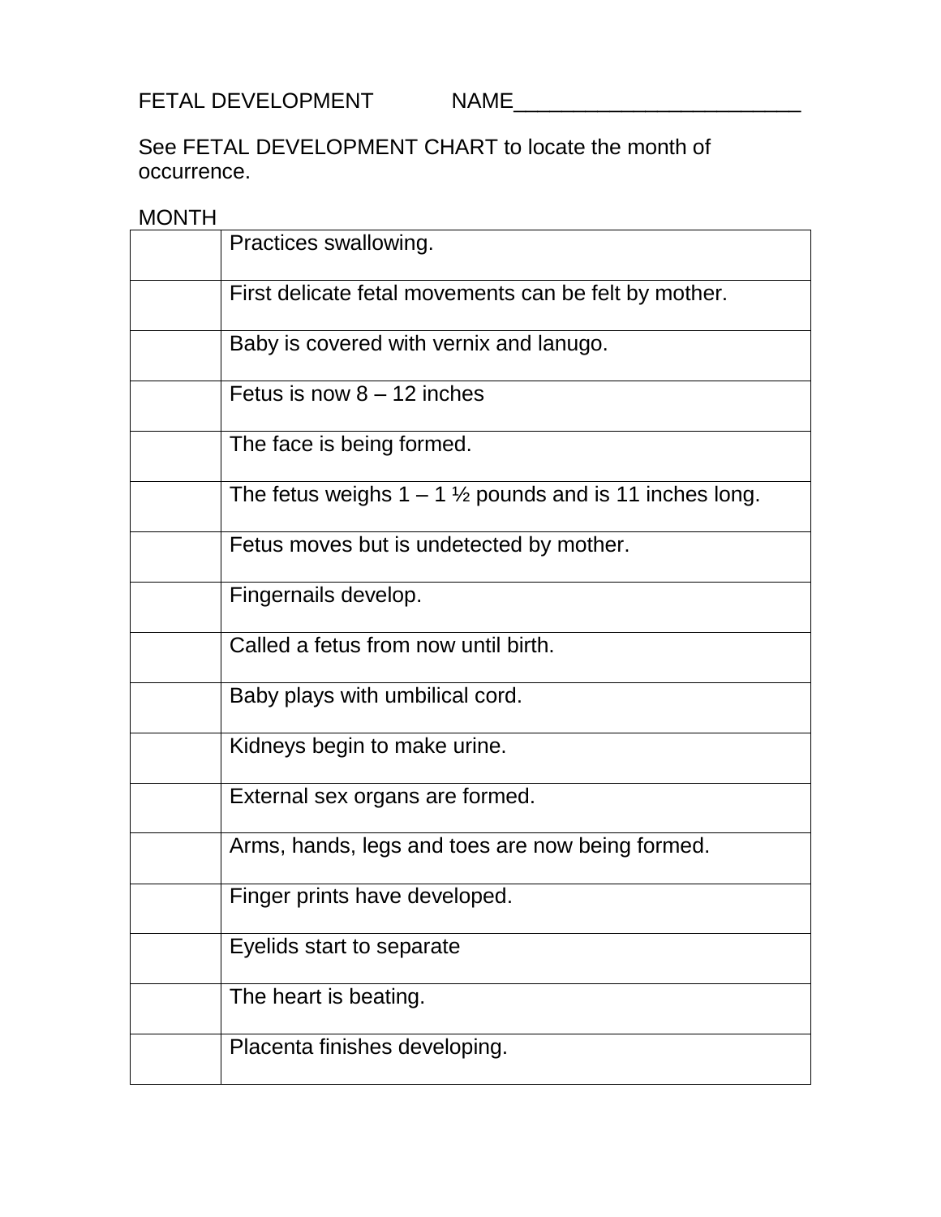FETAL DEVELOPMENT NAME________________________

See FETAL DEVELOPMENT CHART to locate the month of occurrence.

| MONTH | |
|---|---|
| | Practices swallowing. |
| | First delicate fetal movements can be felt by mother. |
| | Baby is covered with vernix and lanugo. |
| | Fetus is now 8 – 12 inches |
| | The face is being formed. |
| | The fetus weighs 1 – 1 ½ pounds and is 11 inches long. |
| | Fetus moves but is undetected by mother. |
| | Fingernails develop. |
| | Called a fetus from now until birth. |
| | Baby plays with umbilical cord. |
| | Kidneys begin to make urine. |
| | External sex organs are formed. |
| | Arms, hands, legs and toes are now being formed. |
| | Finger prints have developed. |
| | Eyelids start to separate |
| | The heart is beating. |
| | Placenta finishes developing. |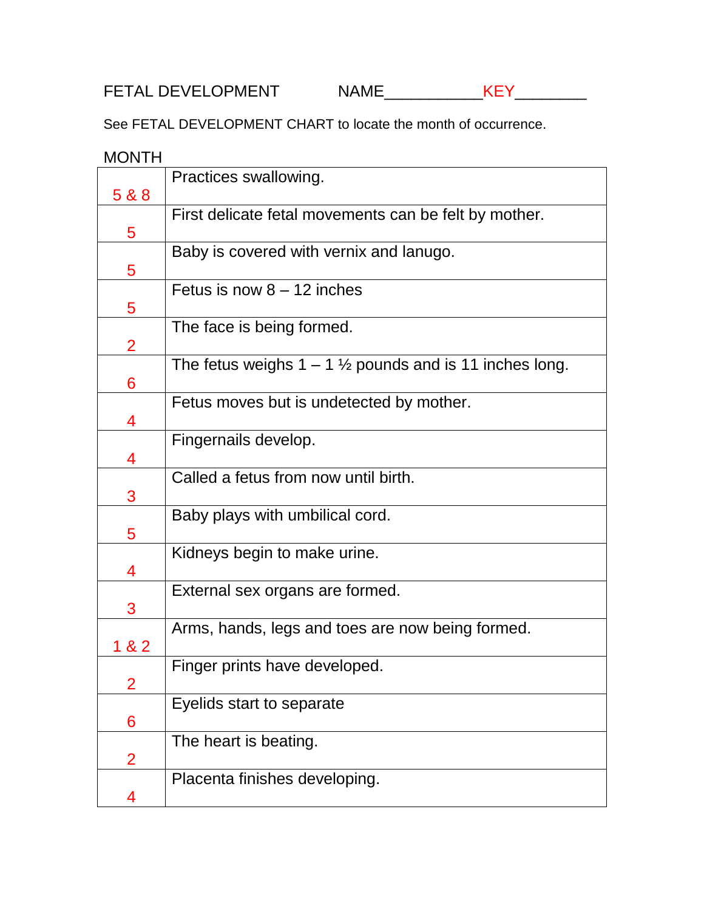FETAL DEVELOPMENT NAME\_\_\_\_\_\_\_\_\_\_\_KEY\_\_\_\_\_\_\_\_

See FETAL DEVELOPMENT CHART to locate the month of occurrence.

| MONTH | |
|---|---|
| 5 & 8 | Practices swallowing. |
| 5 | First delicate fetal movements can be felt by mother. |
| 5 | Baby is covered with vernix and lanugo. |
| 5 | Fetus is now 8 – 12 inches |
| 2 | The face is being formed. |
| 6 | The fetus weighs 1 – 1 ½ pounds and is 11 inches long. |
| 4 | Fetus moves but is undetected by mother. |
| 4 | Fingernails develop. |
| 3 | Called a fetus from now until birth. |
| 5 | Baby plays with umbilical cord. |
| 4 | Kidneys begin to make urine. |
| 3 | External sex organs are formed. |
| 1 & 2 | Arms, hands, legs and toes are now being formed. |
| 2 | Finger prints have developed. |
| 6 | Eyelids start to separate |
| 2 | The heart is beating. |
| 4 | Placenta finishes developing. |